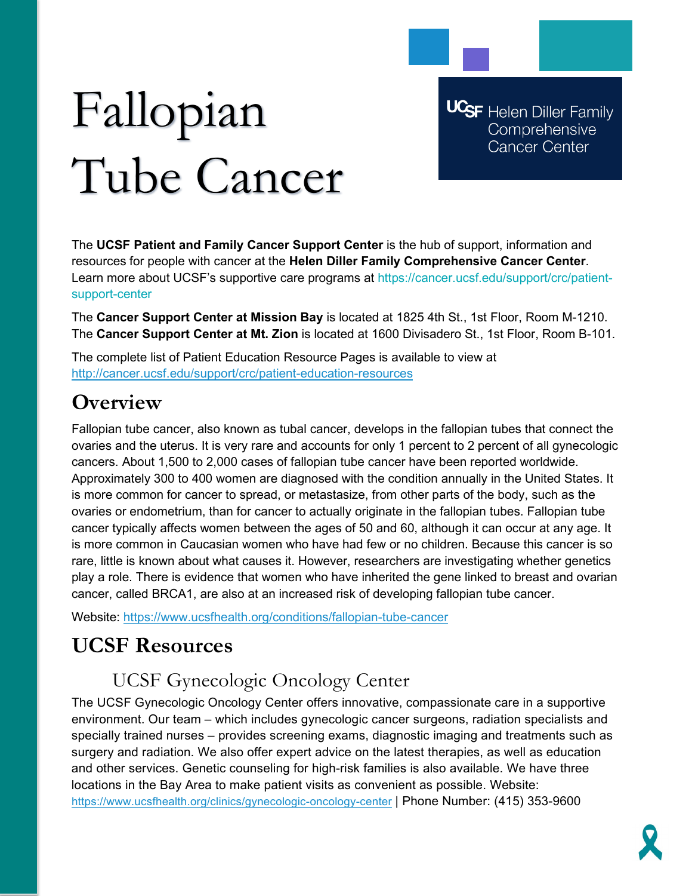# Fallopian Tube Cancer

UCSF Helen Diller Family Comprehensive Cancer Center

The **UCSF Patient and Family Cancer Support Center** is the hub of support, information and resources for people with cancer at the **Helen Diller Family Comprehensive Cancer Center**. Learn more about UCSF's supportive care programs at https://cancer.ucsf.edu/support/crc/patient-support-center

The **Cancer Support Center at Mission Bay** is located at 1825 4th St., 1st Floor, Room M-1210. The **Cancer Support Center at Mt. Zion** is located at 1600 Divisadero St., 1st Floor, Room B-101.

The complete list of Patient Education Resource Pages is available to view at http://cancer.ucsf.edu/support/crc/patient-education-resources

## Overview

Fallopian tube cancer, also known as tubal cancer, develops in the fallopian tubes that connect the ovaries and the uterus. It is very rare and accounts for only 1 percent to 2 percent of all gynecologic cancers. About 1,500 to 2,000 cases of fallopian tube cancer have been reported worldwide. Approximately 300 to 400 women are diagnosed with the condition annually in the United States. It is more common for cancer to spread, or metastasize, from other parts of the body, such as the ovaries or endometrium, than for cancer to actually originate in the fallopian tubes. Fallopian tube cancer typically affects women between the ages of 50 and 60, although it can occur at any age. It is more common in Caucasian women who have had few or no children. Because this cancer is so rare, little is known about what causes it. However, researchers are investigating whether genetics play a role. There is evidence that women who have inherited the gene linked to breast and ovarian cancer, called BRCA1, are also at an increased risk of developing fallopian tube cancer.

Website: https://www.ucsfhealth.org/conditions/fallopian-tube-cancer

## UCSF Resources

### UCSF Gynecologic Oncology Center

The UCSF Gynecologic Oncology Center offers innovative, compassionate care in a supportive environment. Our team – which includes gynecologic cancer surgeons, radiation specialists and specially trained nurses – provides screening exams, diagnostic imaging and treatments such as surgery and radiation. We also offer expert advice on the latest therapies, as well as education and other services. Genetic counseling for high-risk families is also available. We have three locations in the Bay Area to make patient visits as convenient as possible. Website: https://www.ucsfhealth.org/clinics/gynecologic-oncology-center | Phone Number: (415) 353-9600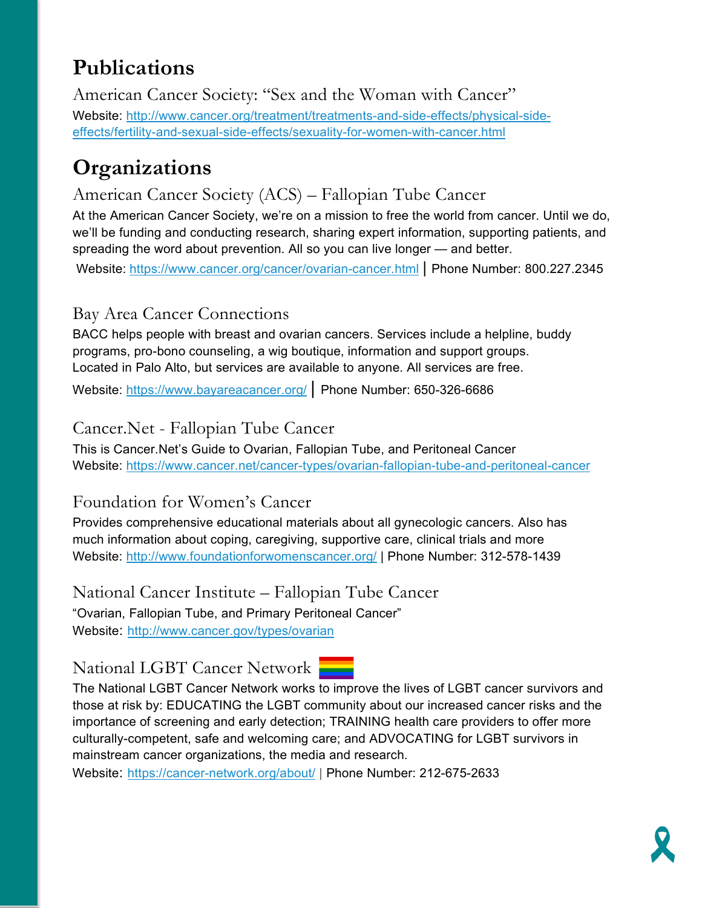# Publications

## American Cancer Society: "Sex and the Woman with Cancer"

Website: http://www.cancer.org/treatment/treatments-and-side-effects/physical-side-effects/fertility-and-sexual-side-effects/sexuality-for-women-with-cancer.html

# Organizations

## American Cancer Society (ACS) – Fallopian Tube Cancer

At the American Cancer Society, we're on a mission to free the world from cancer. Until we do, we'll be funding and conducting research, sharing expert information, supporting patients, and spreading the word about prevention. All so you can live longer — and better.

Website: https://www.cancer.org/cancer/ovarian-cancer.html | Phone Number: 800.227.2345

## Bay Area Cancer Connections

BACC helps people with breast and ovarian cancers. Services include a helpline, buddy programs, pro-bono counseling, a wig boutique, information and support groups. Located in Palo Alto, but services are available to anyone. All services are free.

Website: https://www.bayareacancer.org/ | Phone Number: 650-326-6686

## Cancer.Net - Fallopian Tube Cancer

This is Cancer.Net's Guide to Ovarian, Fallopian Tube, and Peritoneal Cancer
Website: https://www.cancer.net/cancer-types/ovarian-fallopian-tube-and-peritoneal-cancer

## Foundation for Women's Cancer

Provides comprehensive educational materials about all gynecologic cancers. Also has much information about coping, caregiving, supportive care, clinical trials and more
Website: http://www.foundationforwomenscancer.org/ | Phone Number: 312-578-1439

## National Cancer Institute – Fallopian Tube Cancer

"Ovarian, Fallopian Tube, and Primary Peritoneal Cancer"
Website: http://www.cancer.gov/types/ovarian

## National LGBT Cancer Network

The National LGBT Cancer Network works to improve the lives of LGBT cancer survivors and those at risk by: EDUCATING the LGBT community about our increased cancer risks and the importance of screening and early detection; TRAINING health care providers to offer more culturally-competent, safe and welcoming care; and ADVOCATING for LGBT survivors in mainstream cancer organizations, the media and research.
Website: https://cancer-network.org/about/ | Phone Number: 212-675-2633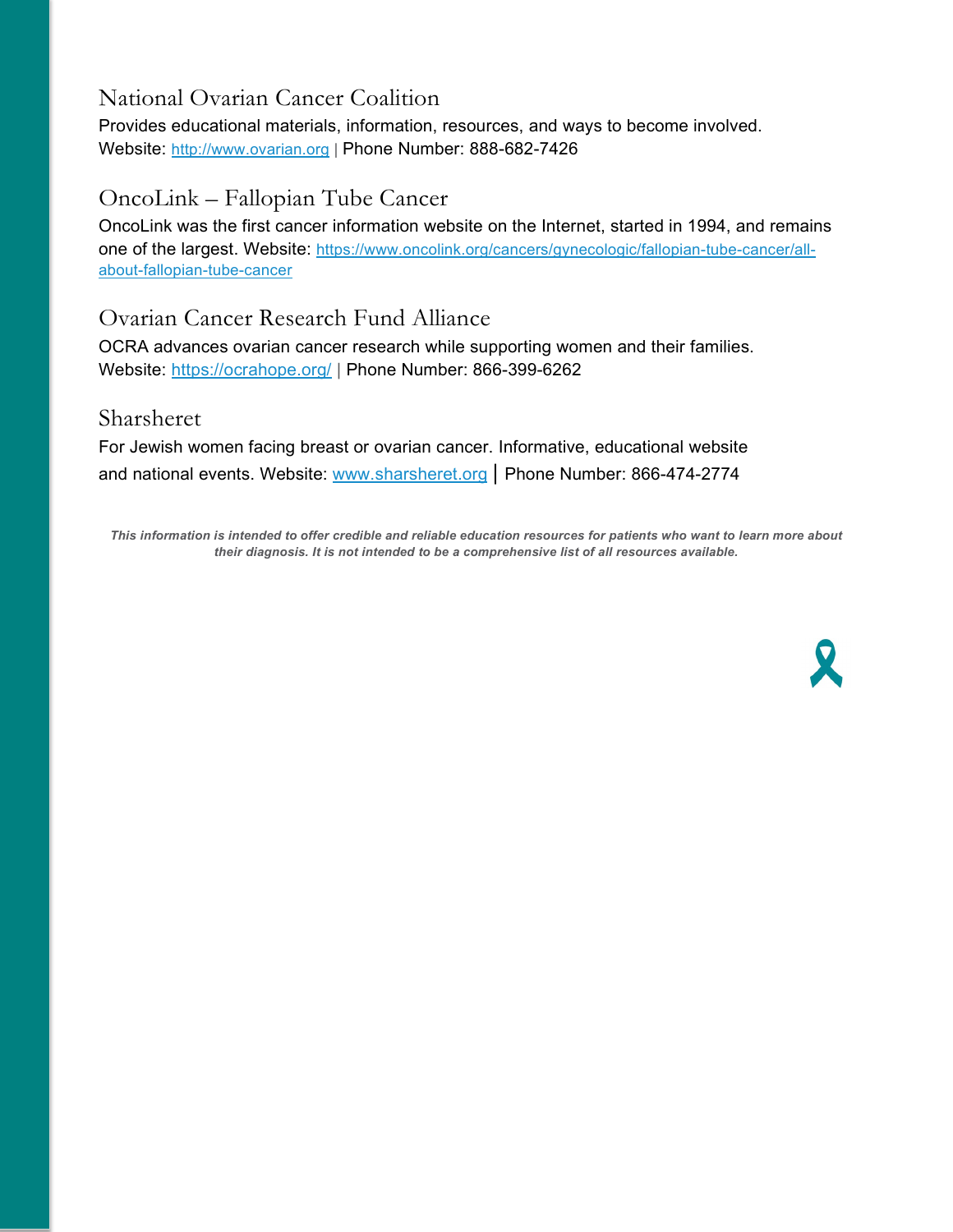## National Ovarian Cancer Coalition

Provides educational materials, information, resources, and ways to become involved.
Website: http://www.ovarian.org | Phone Number: 888-682-7426

## OncoLink – Fallopian Tube Cancer

OncoLink was the first cancer information website on the Internet, started in 1994, and remains one of the largest. Website: https://www.oncolink.org/cancers/gynecologic/fallopian-tube-cancer/all-about-fallopian-tube-cancer

## Ovarian Cancer Research Fund Alliance

OCRA advances ovarian cancer research while supporting women and their families.
Website: https://ocrahope.org/ | Phone Number: 866-399-6262

## Sharsheret

For Jewish women facing breast or ovarian cancer. Informative, educational website and national events. Website: www.sharsheret.org | Phone Number: 866-474-2774

***This information is intended to offer credible and reliable education resources for patients who want to learn more about their diagnosis. It is not intended to be a comprehensive list of all resources available.***